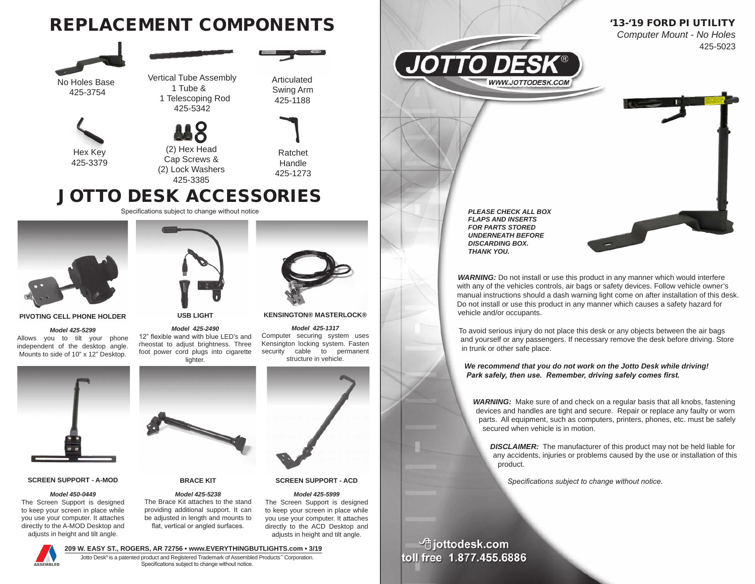# REPLACEMENT COMPONENTS

No Holes Base
425-3754

Vertical Tube Assembly
1 Tube &
1 Telescoping Rod
425-5342

Articulated
Swing Arm
425-1188

Hex Key
425-3379

(2) Hex Head
Cap Screws &
(2) Lock Washers
425-3385

Ratchet
Handle
425-1273

# JOTTO DESK ACCESSORIES

Specifications subject to change without notice

**PIVOTING CELL PHONE HOLDER**

***Model 425-5299***

Allows you to tilt your phone independent of the desktop angle. Mounts to side of 10" x 12" Desktop.

**USB LIGHT**

***Model 425-2490***

12" flexible wand with blue LED's and rheostat to adjust brightness. Three foot power cord plugs into cigarette lighter.

**KENSINGTON® MASTERLOCK®**

***Model 425-1317***

Computer securing system uses Kensington locking system. Fasten security cable to permanent structure in vehicle.

**SCREEN SUPPORT - A-MOD**

***Model 450-0449***

The Screen Support is designed to keep your screen in place while you use your computer. It attaches directly to the A-MOD Desktop and adjusts in height and tilt angle.

**BRACE KIT**

***Model 425-5238***

The Brace Kit attaches to the stand providing additional support. It can be adjusted in length and mounts to flat, vertical or angled surfaces.

**SCREEN SUPPORT - ACD**

***Model 425-5999***

The Screen Support is designed to keep your screen in place while you use your computer. It attaches directly to the ACD Desktop and adjusts in height and tilt angle.

**209 W. EASY ST., ROGERS, AR 72756 • www.EVERYTHINGBUTLIGHTS.com • 3/19**

Jotto Desk® is a patented product and Registered Trademark of Assembled Products™ Corporation.
Specifications subject to change without notice.

## '13-'19 FORD PI UTILITY

*Computer Mount - No Holes*

425-5023

JOTTO DESK®
WWW.JOTTODESK.COM

***PLEASE CHECK ALL BOX FLAPS AND INSERTS FOR PARTS STORED UNDERNEATH BEFORE DISCARDING BOX. THANK YOU.***

***WARNING:*** Do not install or use this product in any manner which would interfere with any of the vehicles controls, air bags or safety devices. Follow vehicle owner's manual instructions should a dash warning light come on after installation of this desk. Do not install or use this product in any manner which causes a safety hazard for vehicle and/or occupants.

To avoid serious injury do not place this desk or any objects between the air bags and yourself or any passengers. If necessary remove the desk before driving. Store in trunk or other safe place.

***We recommend that you do not work on the Jotto Desk while driving! Park safely, then use. Remember, driving safely comes first.***

***WARNING:*** Make sure of and check on a regular basis that all knobs, fastening devices and handles are tight and secure. Repair or replace any faulty or worn parts. All equipment, such as computers, printers, phones, etc. must be safely secured when vehicle is in motion.

***DISCLAIMER:*** The manufacturer of this product may not be held liable for any accidents, injuries or problems caused by the use or installation of this product.

*Specifications subject to change without notice.*

**jottodesk.com**
**toll free 1.877.455.6886**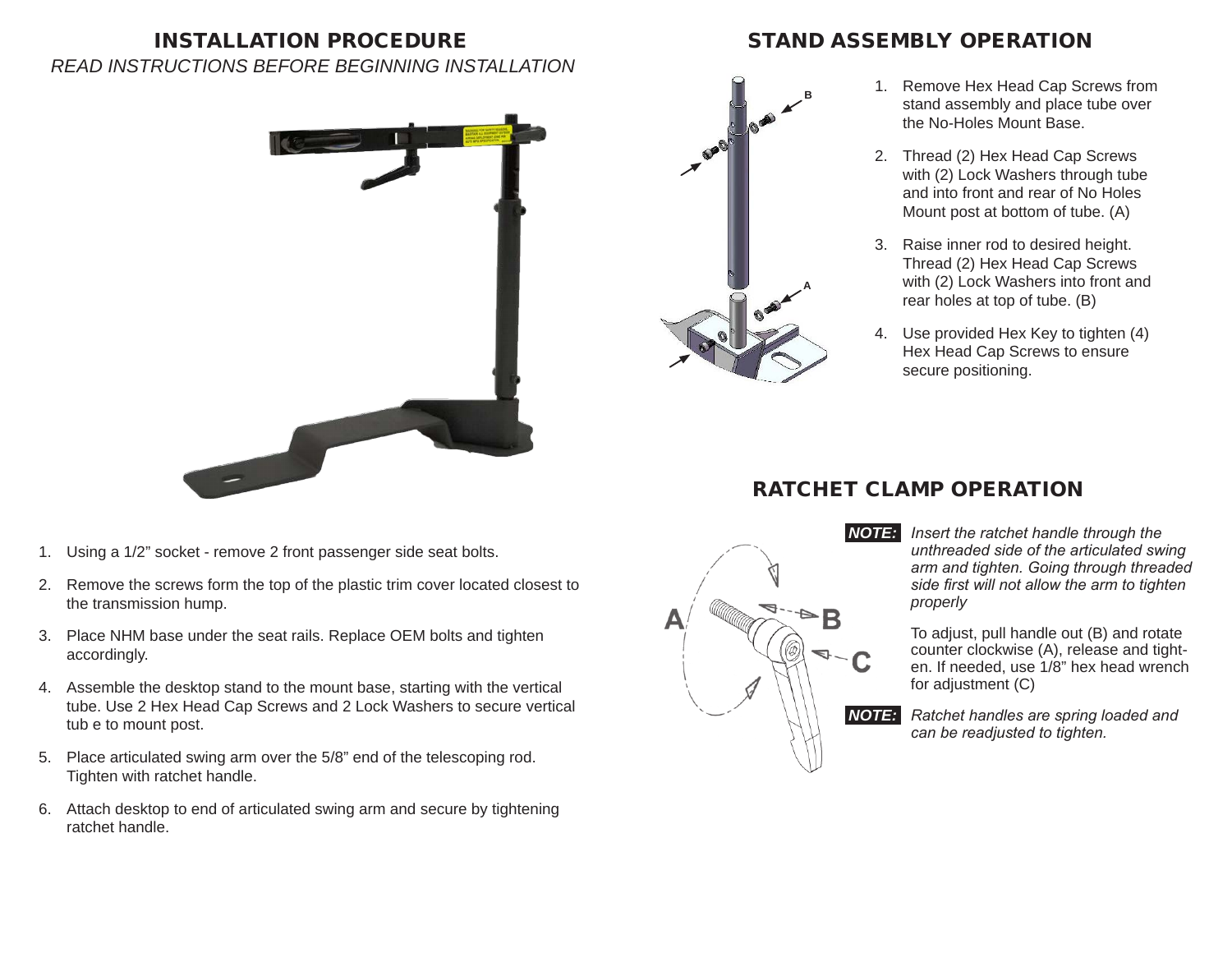## INSTALLATION PROCEDURE

*READ INSTRUCTIONS BEFORE BEGINNING INSTALLATION*

1. Using a 1/2" socket - remove 2 front passenger side seat bolts.
2. Remove the screws form the top of the plastic trim cover located closest to the transmission hump.
3. Place NHM base under the seat rails. Replace OEM bolts and tighten accordingly.
4. Assemble the desktop stand to the mount base, starting with the vertical tube. Use 2 Hex Head Cap Screws and 2 Lock Washers to secure vertical tub e to mount post.
5. Place articulated swing arm over the 5/8" end of the telescoping rod. Tighten with ratchet handle.
6. Attach desktop to end of articulated swing arm and secure by tightening ratchet handle.

## STAND ASSEMBLY OPERATION

1. Remove Hex Head Cap Screws from stand assembly and place tube over the No-Holes Mount Base.
2. Thread (2) Hex Head Cap Screws with (2) Lock Washers through tube and into front and rear of No Holes Mount post at bottom of tube. (A)
3. Raise inner rod to desired height. Thread (2) Hex Head Cap Screws with (2) Lock Washers into front and rear holes at top of tube. (B)
4. Use provided Hex Key to tighten (4) Hex Head Cap Screws to ensure secure positioning.

## RATCHET CLAMP OPERATION

***NOTE:*** *Insert the ratchet handle through the unthreaded side of the articulated swing arm and tighten. Going through threaded side first will not allow the arm to tighten properly*

To adjust, pull handle out (B) and rotate counter clockwise (A), release and tighten. If needed, use 1/8" hex head wrench for adjustment (C)

***NOTE:*** *Ratchet handles are spring loaded and can be readjusted to tighten.*